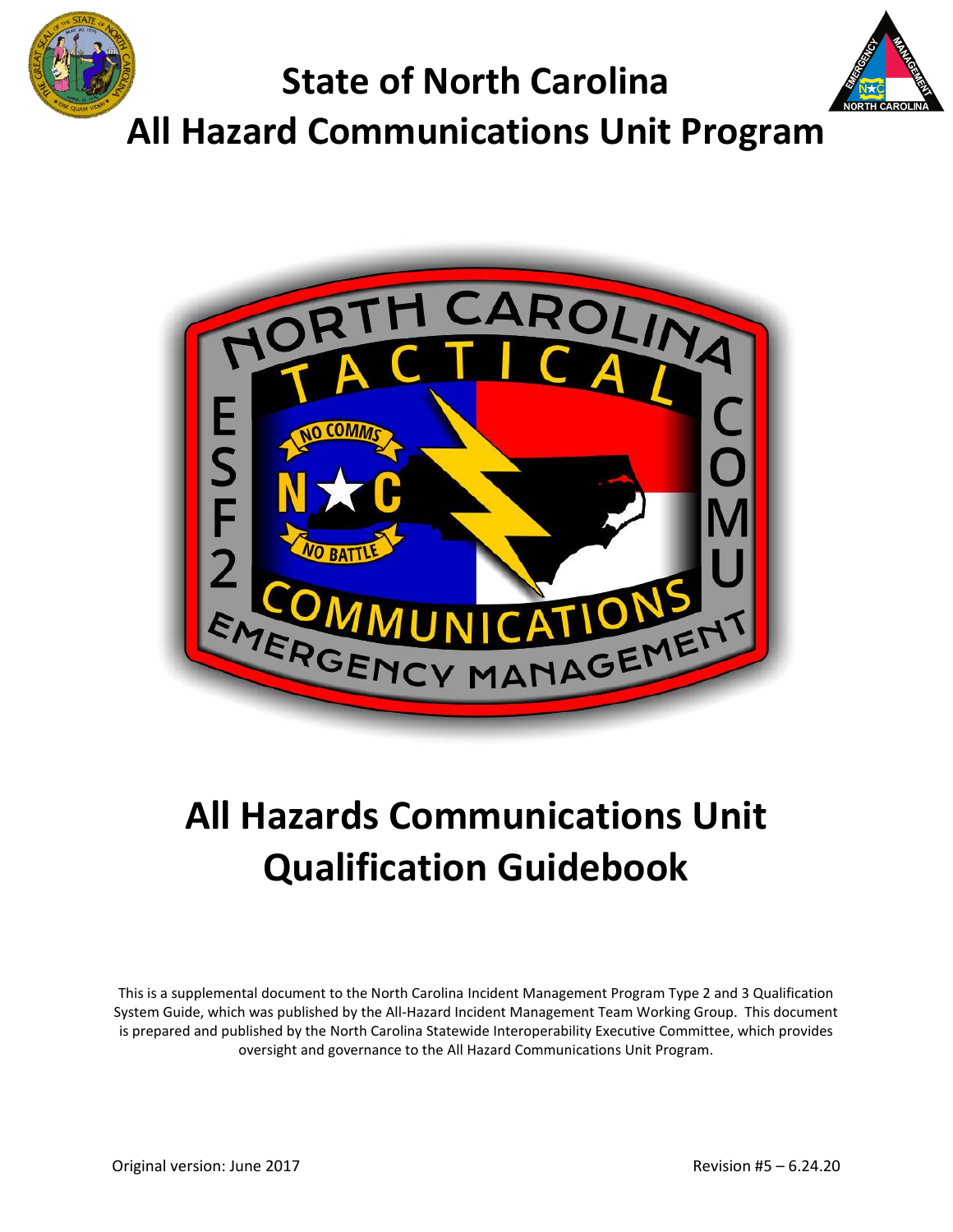# State of North Carolina

# All Hazard Communications Unit Program

# All Hazards Communications Unit Qualification Guidebook

This is a supplemental document to the North Carolina Incident Management Program Type 2 and 3 Qualification System Guide, which was published by the All-Hazard Incident Management Team Working Group. This document is prepared and published by the North Carolina Statewide Interoperability Executive Committee, which provides oversight and governance to the All Hazard Communications Unit Program.

Original version: June 2017

Revision #5 – 6.24.20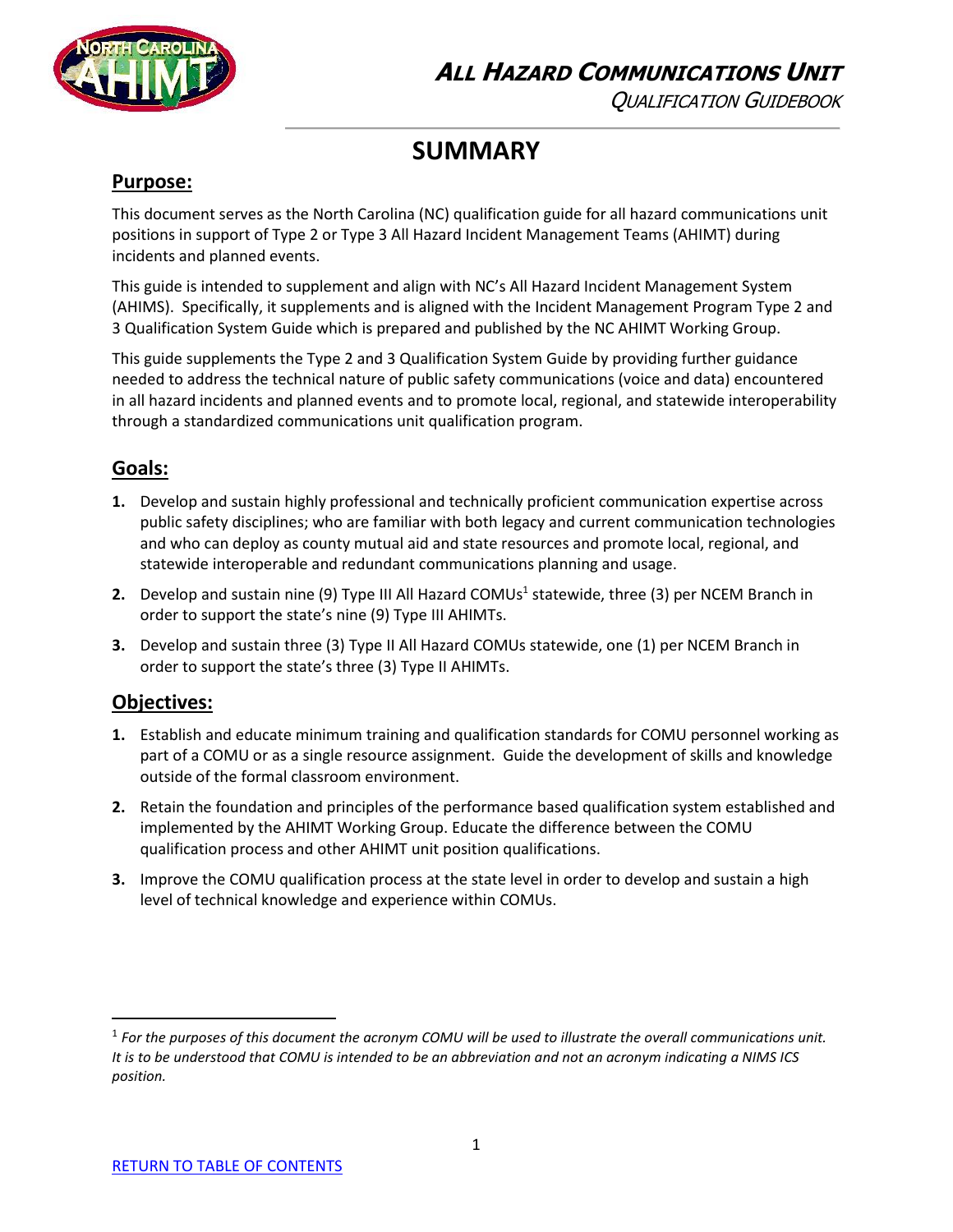# SUMMARY

## Purpose:

This document serves as the North Carolina (NC) qualification guide for all hazard communications unit positions in support of Type 2 or Type 3 All Hazard Incident Management Teams (AHIMT) during incidents and planned events.

This guide is intended to supplement and align with NC's All Hazard Incident Management System (AHIMS). Specifically, it supplements and is aligned with the Incident Management Program Type 2 and 3 Qualification System Guide which is prepared and published by the NC AHIMT Working Group.

This guide supplements the Type 2 and 3 Qualification System Guide by providing further guidance needed to address the technical nature of public safety communications (voice and data) encountered in all hazard incidents and planned events and to promote local, regional, and statewide interoperability through a standardized communications unit qualification program.

## Goals:

1. Develop and sustain highly professional and technically proficient communication expertise across public safety disciplines; who are familiar with both legacy and current communication technologies and who can deploy as county mutual aid and state resources and promote local, regional, and statewide interoperable and redundant communications planning and usage.
2. Develop and sustain nine (9) Type III All Hazard COMUs[1] statewide, three (3) per NCEM Branch in order to support the state's nine (9) Type III AHIMTs.
3. Develop and sustain three (3) Type II All Hazard COMUs statewide, one (1) per NCEM Branch in order to support the state's three (3) Type II AHIMTs.

## Objectives:

1. Establish and educate minimum training and qualification standards for COMU personnel working as part of a COMU or as a single resource assignment. Guide the development of skills and knowledge outside of the formal classroom environment.
2. Retain the foundation and principles of the performance based qualification system established and implemented by the AHIMT Working Group. Educate the difference between the COMU qualification process and other AHIMT unit position qualifications.
3. Improve the COMU qualification process at the state level in order to develop and sustain a high level of technical knowledge and experience within COMUs.

---

[1] *For the purposes of this document the acronym COMU will be used to illustrate the overall communications unit. It is to be understood that COMU is intended to be an abbreviation and not an acronym indicating a NIMS ICS position.*

RETURN TO TABLE OF CONTENTS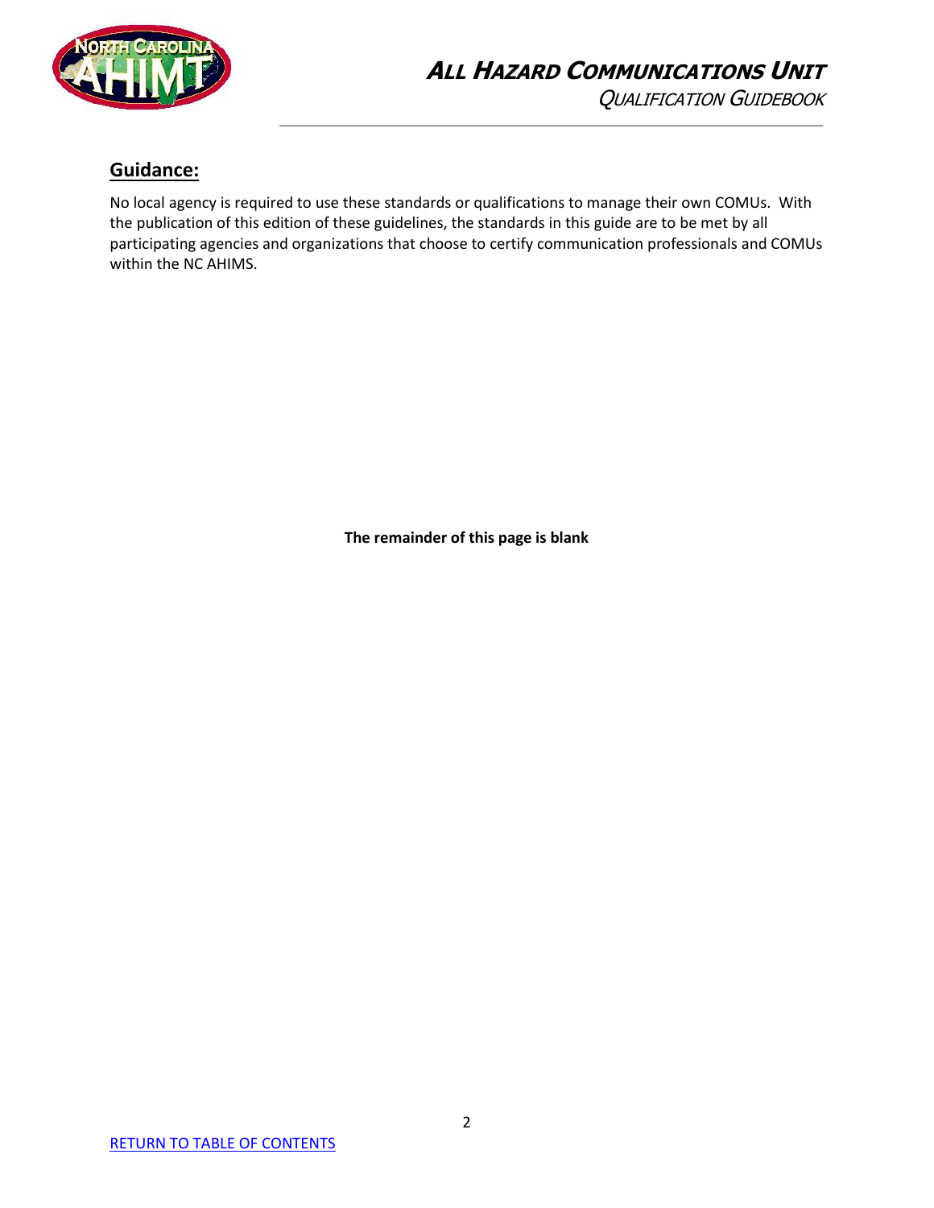## Guidance:

No local agency is required to use these standards or qualifications to manage their own COMUs. With the publication of this edition of these guidelines, the standards in this guide are to be met by all participating agencies and organizations that choose to certify communication professionals and COMUs within the NC AHIMS.

**The remainder of this page is blank**

RETURN TO TABLE OF CONTENTS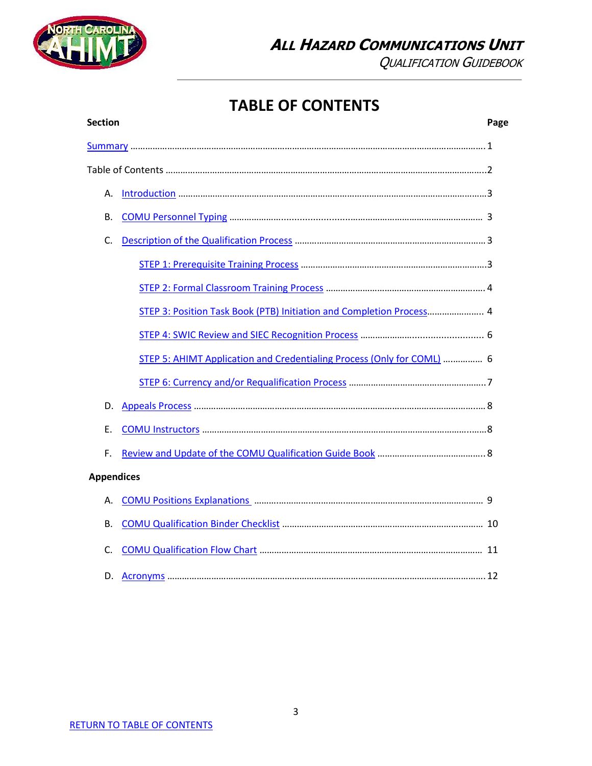# TABLE OF CONTENTS

| Section | Page |
|---|---|
| Summary | 1 |
| Table of Contents | 2 |
| A. Introduction | 3 |
| B. COMU Personnel Typing | 3 |
| C. Description of the Qualification Process | 3 |
| STEP 1: Prerequisite Training Process | 3 |
| STEP 2: Formal Classroom Training Process | 4 |
| STEP 3: Position Task Book (PTB) Initiation and Completion Process | 4 |
| STEP 4: SWIC Review and SIEC Recognition Process | 6 |
| STEP 5: AHIMT Application and Credentialing Process (Only for COML) | 6 |
| STEP 6: Currency and/or Requalification Process | 7 |
| D. Appeals Process | 8 |
| E. COMU Instructors | 8 |
| F. Review and Update of the COMU Qualification Guide Book | 8 |
| **Appendices** | |
| A. COMU Positions Explanations | 9 |
| B. COMU Qualification Binder Checklist | 10 |
| C. COMU Qualification Flow Chart | 11 |
| D. Acronyms | 12 |

RETURN TO TABLE OF CONTENTS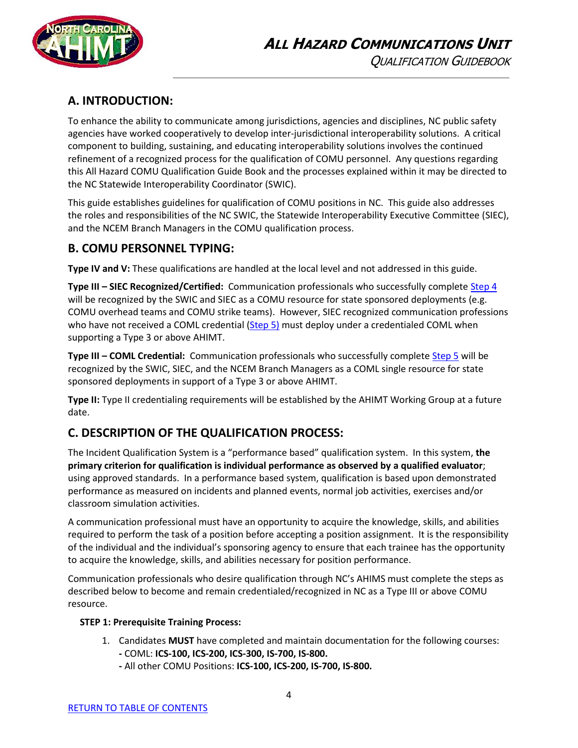## A. INTRODUCTION:

To enhance the ability to communicate among jurisdictions, agencies and disciplines, NC public safety agencies have worked cooperatively to develop inter-jurisdictional interoperability solutions. A critical component to building, sustaining, and educating interoperability solutions involves the continued refinement of a recognized process for the qualification of COMU personnel. Any questions regarding this All Hazard COMU Qualification Guide Book and the processes explained within it may be directed to the NC Statewide Interoperability Coordinator (SWIC).

This guide establishes guidelines for qualification of COMU positions in NC. This guide also addresses the roles and responsibilities of the NC SWIC, the Statewide Interoperability Executive Committee (SIEC), and the NCEM Branch Managers in the COMU qualification process.

## B. COMU PERSONNEL TYPING:

**Type IV and V:** These qualifications are handled at the local level and not addressed in this guide.

**Type III – SIEC Recognized/Certified:** Communication professionals who successfully complete Step 4 will be recognized by the SWIC and SIEC as a COMU resource for state sponsored deployments (e.g. COMU overhead teams and COMU strike teams). However, SIEC recognized communication professions who have not received a COML credential (Step 5) must deploy under a credentialed COML when supporting a Type 3 or above AHIMT.

**Type III – COML Credential:** Communication professionals who successfully complete Step 5 will be recognized by the SWIC, SIEC, and the NCEM Branch Managers as a COML single resource for state sponsored deployments in support of a Type 3 or above AHIMT.

**Type II:** Type II credentialing requirements will be established by the AHIMT Working Group at a future date.

## C. DESCRIPTION OF THE QUALIFICATION PROCESS:

The Incident Qualification System is a "performance based" qualification system. In this system, **the primary criterion for qualification is individual performance as observed by a qualified evaluator**; using approved standards. In a performance based system, qualification is based upon demonstrated performance as measured on incidents and planned events, normal job activities, exercises and/or classroom simulation activities.

A communication professional must have an opportunity to acquire the knowledge, skills, and abilities required to perform the task of a position before accepting a position assignment. It is the responsibility of the individual and the individual's sponsoring agency to ensure that each trainee has the opportunity to acquire the knowledge, skills, and abilities necessary for position performance.

Communication professionals who desire qualification through NC's AHIMS must complete the steps as described below to become and remain credentialed/recognized in NC as a Type III or above COMU resource.

**STEP 1: Prerequisite Training Process:**

1. Candidates **MUST** have completed and maintain documentation for the following courses:
   - COML: **ICS-100, ICS-200, ICS-300, IS-700, IS-800.**
   - All other COMU Positions: **ICS-100, ICS-200, IS-700, IS-800.**

RETURN TO TABLE OF CONTENTS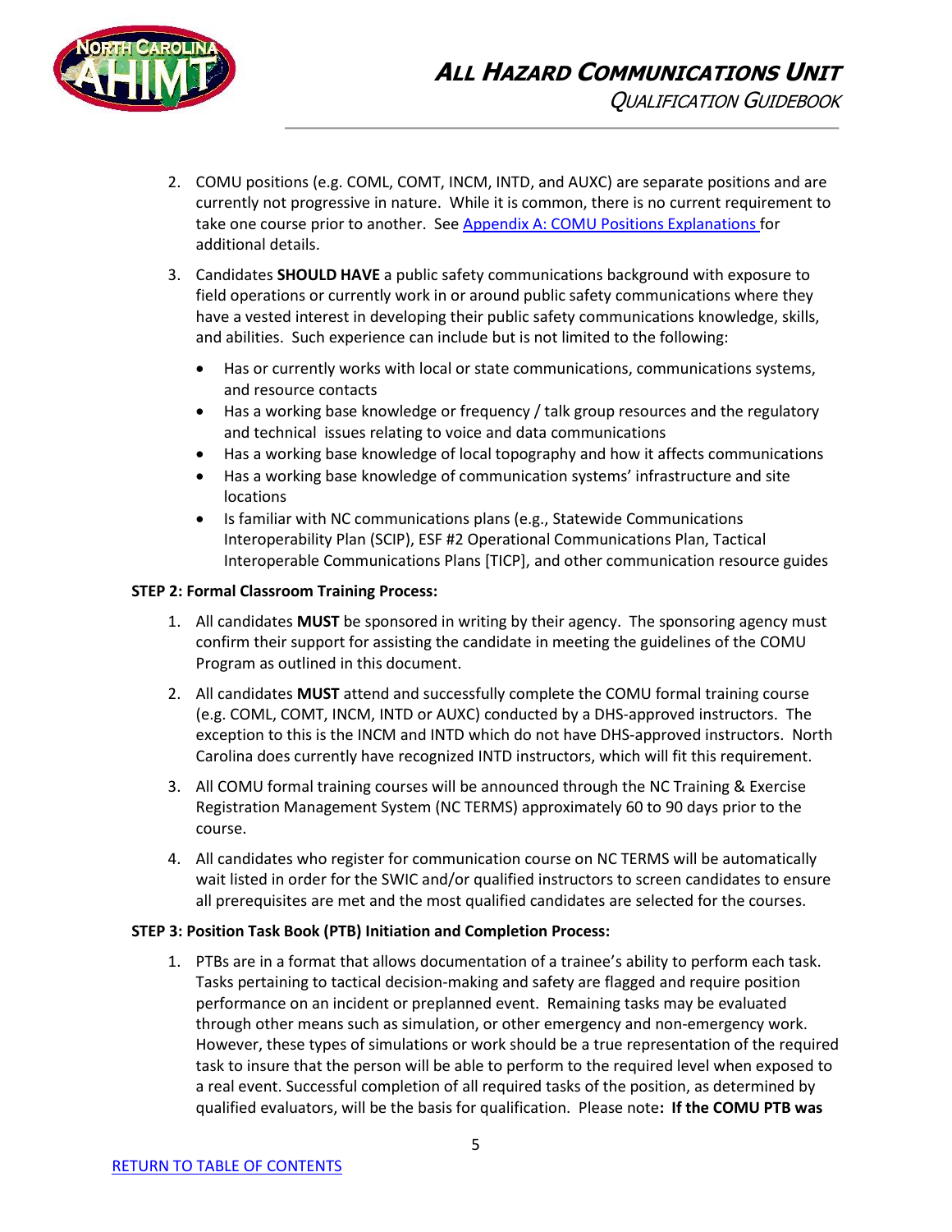2. COMU positions (e.g. COML, COMT, INCM, INTD, and AUXC) are separate positions and are currently not progressive in nature. While it is common, there is no current requirement to take one course prior to another. See [Appendix A: COMU Positions Explanations ](#)for additional details.

3. Candidates **SHOULD HAVE** a public safety communications background with exposure to field operations or currently work in or around public safety communications where they have a vested interest in developing their public safety communications knowledge, skills, and abilities. Such experience can include but is not limited to the following:

   - Has or currently works with local or state communications, communications systems, and resource contacts
   - Has a working base knowledge or frequency / talk group resources and the regulatory and technical issues relating to voice and data communications
   - Has a working base knowledge of local topography and how it affects communications
   - Has a working base knowledge of communication systems' infrastructure and site locations
   - Is familiar with NC communications plans (e.g., Statewide Communications Interoperability Plan (SCIP), ESF #2 Operational Communications Plan, Tactical Interoperable Communications Plans [TICP], and other communication resource guides

**STEP 2: Formal Classroom Training Process:**

1. All candidates **MUST** be sponsored in writing by their agency. The sponsoring agency must confirm their support for assisting the candidate in meeting the guidelines of the COMU Program as outlined in this document.

2. All candidates **MUST** attend and successfully complete the COMU formal training course (e.g. COML, COMT, INCM, INTD or AUXC) conducted by a DHS-approved instructors. The exception to this is the INCM and INTD which do not have DHS-approved instructors. North Carolina does currently have recognized INTD instructors, which will fit this requirement.

3. All COMU formal training courses will be announced through the NC Training & Exercise Registration Management System (NC TERMS) approximately 60 to 90 days prior to the course.

4. All candidates who register for communication course on NC TERMS will be automatically wait listed in order for the SWIC and/or qualified instructors to screen candidates to ensure all prerequisites are met and the most qualified candidates are selected for the courses.

**STEP 3: Position Task Book (PTB) Initiation and Completion Process:**

1. PTBs are in a format that allows documentation of a trainee's ability to perform each task. Tasks pertaining to tactical decision-making and safety are flagged and require position performance on an incident or preplanned event. Remaining tasks may be evaluated through other means such as simulation, or other emergency and non-emergency work. However, these types of simulations or work should be a true representation of the required task to insure that the person will be able to perform to the required level when exposed to a real event. Successful completion of all required tasks of the position, as determined by qualified evaluators, will be the basis for qualification. Please note**: If the COMU PTB was**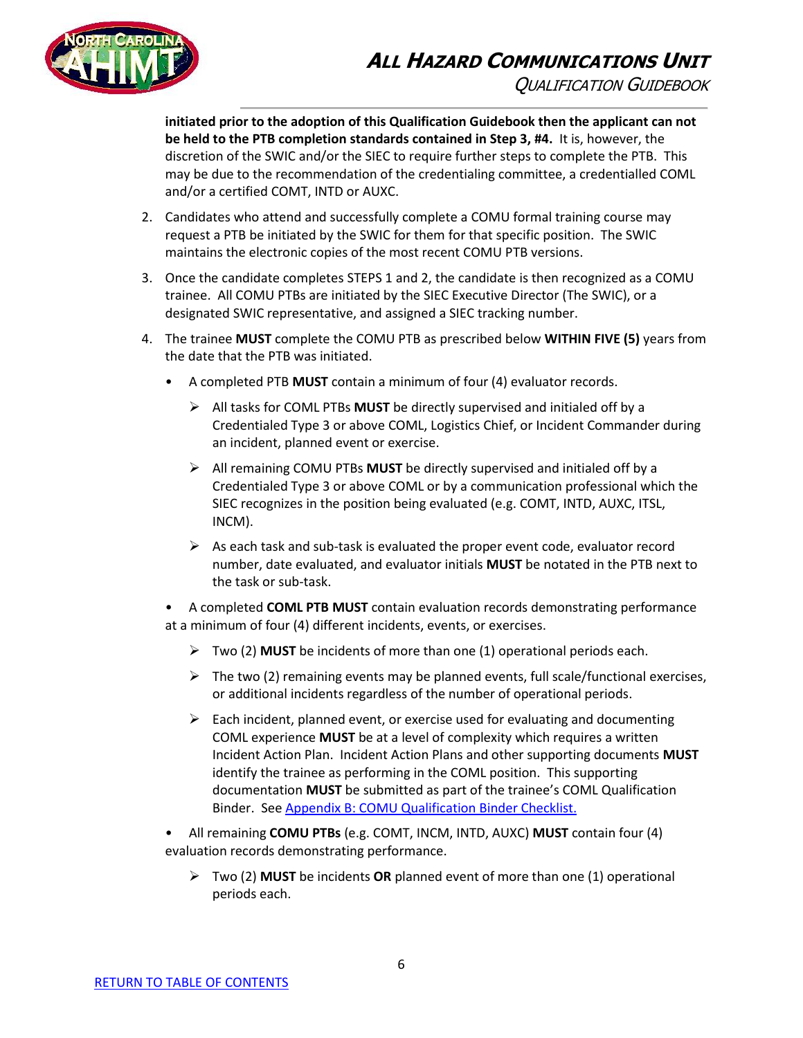**initiated prior to the adoption of this Qualification Guidebook then the applicant can not be held to the PTB completion standards contained in Step 3, #4.** It is, however, the discretion of the SWIC and/or the SIEC to require further steps to complete the PTB. This may be due to the recommendation of the credentialing committee, a credentialled COML and/or a certified COMT, INTD or AUXC.

2. Candidates who attend and successfully complete a COMU formal training course may request a PTB be initiated by the SWIC for them for that specific position. The SWIC maintains the electronic copies of the most recent COMU PTB versions.

3. Once the candidate completes STEPS 1 and 2, the candidate is then recognized as a COMU trainee. All COMU PTBs are initiated by the SIEC Executive Director (The SWIC), or a designated SWIC representative, and assigned a SIEC tracking number.

4. The trainee **MUST** complete the COMU PTB as prescribed below **WITHIN FIVE (5)** years from the date that the PTB was initiated.

   - A completed PTB **MUST** contain a minimum of four (4) evaluator records.
     - All tasks for COML PTBs **MUST** be directly supervised and initialed off by a Credentialed Type 3 or above COML, Logistics Chief, or Incident Commander during an incident, planned event or exercise.
     - All remaining COMU PTBs **MUST** be directly supervised and initialed off by a Credentialed Type 3 or above COML or by a communication professional which the SIEC recognizes in the position being evaluated (e.g. COMT, INTD, AUXC, ITSL, INCM).
     - As each task and sub-task is evaluated the proper event code, evaluator record number, date evaluated, and evaluator initials **MUST** be notated in the PTB next to the task or sub-task.

   - A completed **COML PTB MUST** contain evaluation records demonstrating performance at a minimum of four (4) different incidents, events, or exercises.
     - Two (2) **MUST** be incidents of more than one (1) operational periods each.
     - The two (2) remaining events may be planned events, full scale/functional exercises, or additional incidents regardless of the number of operational periods.
     - Each incident, planned event, or exercise used for evaluating and documenting COML experience **MUST** be at a level of complexity which requires a written Incident Action Plan. Incident Action Plans and other supporting documents **MUST** identify the trainee as performing in the COML position. This supporting documentation **MUST** be submitted as part of the trainee's COML Qualification Binder. See Appendix B: COMU Qualification Binder Checklist.

   - All remaining **COMU PTBs** (e.g. COMT, INCM, INTD, AUXC) **MUST** contain four (4) evaluation records demonstrating performance.
     - Two (2) **MUST** be incidents **OR** planned event of more than one (1) operational periods each.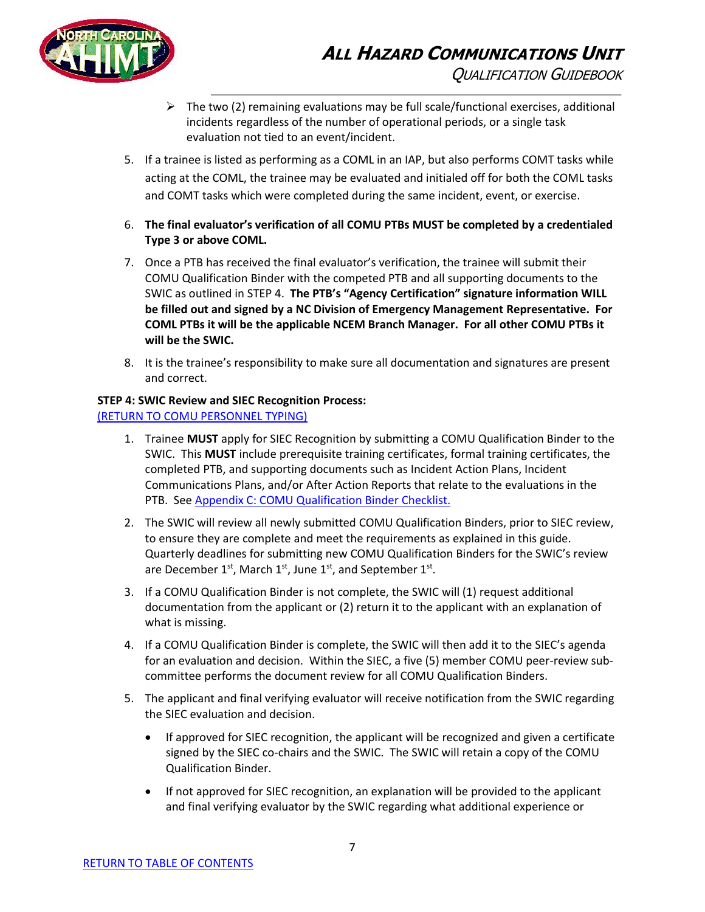- The two (2) remaining evaluations may be full scale/functional exercises, additional incidents regardless of the number of operational periods, or a single task evaluation not tied to an event/incident.

5. If a trainee is listed as performing as a COML in an IAP, but also performs COMT tasks while acting at the COML, the trainee may be evaluated and initialed off for both the COML tasks and COMT tasks which were completed during the same incident, event, or exercise.

6. **The final evaluator's verification of all COMU PTBs MUST be completed by a credentialed Type 3 or above COML.**

7. Once a PTB has received the final evaluator's verification, the trainee will submit their COMU Qualification Binder with the competed PTB and all supporting documents to the SWIC as outlined in STEP 4. **The PTB's "Agency Certification" signature information WILL be filled out and signed by a NC Division of Emergency Management Representative. For COML PTBs it will be the applicable NCEM Branch Manager. For all other COMU PTBs it will be the SWIC.**

8. It is the trainee's responsibility to make sure all documentation and signatures are present and correct.

**STEP 4: SWIC Review and SIEC Recognition Process:**
[(RETURN TO COMU PERSONNEL TYPING)]

1. Trainee **MUST** apply for SIEC Recognition by submitting a COMU Qualification Binder to the SWIC. This **MUST** include prerequisite training certificates, formal training certificates, the completed PTB, and supporting documents such as Incident Action Plans, Incident Communications Plans, and/or After Action Reports that relate to the evaluations in the PTB. See Appendix C: COMU Qualification Binder Checklist.

2. The SWIC will review all newly submitted COMU Qualification Binders, prior to SIEC review, to ensure they are complete and meet the requirements as explained in this guide. Quarterly deadlines for submitting new COMU Qualification Binders for the SWIC's review are December 1st, March 1st, June 1st, and September 1st.

3. If a COMU Qualification Binder is not complete, the SWIC will (1) request additional documentation from the applicant or (2) return it to the applicant with an explanation of what is missing.

4. If a COMU Qualification Binder is complete, the SWIC will then add it to the SIEC's agenda for an evaluation and decision. Within the SIEC, a five (5) member COMU peer-review sub-committee performs the document review for all COMU Qualification Binders.

5. The applicant and final verifying evaluator will receive notification from the SWIC regarding the SIEC evaluation and decision.

   - If approved for SIEC recognition, the applicant will be recognized and given a certificate signed by the SIEC co-chairs and the SWIC. The SWIC will retain a copy of the COMU Qualification Binder.

   - If not approved for SIEC recognition, an explanation will be provided to the applicant and final verifying evaluator by the SWIC regarding what additional experience or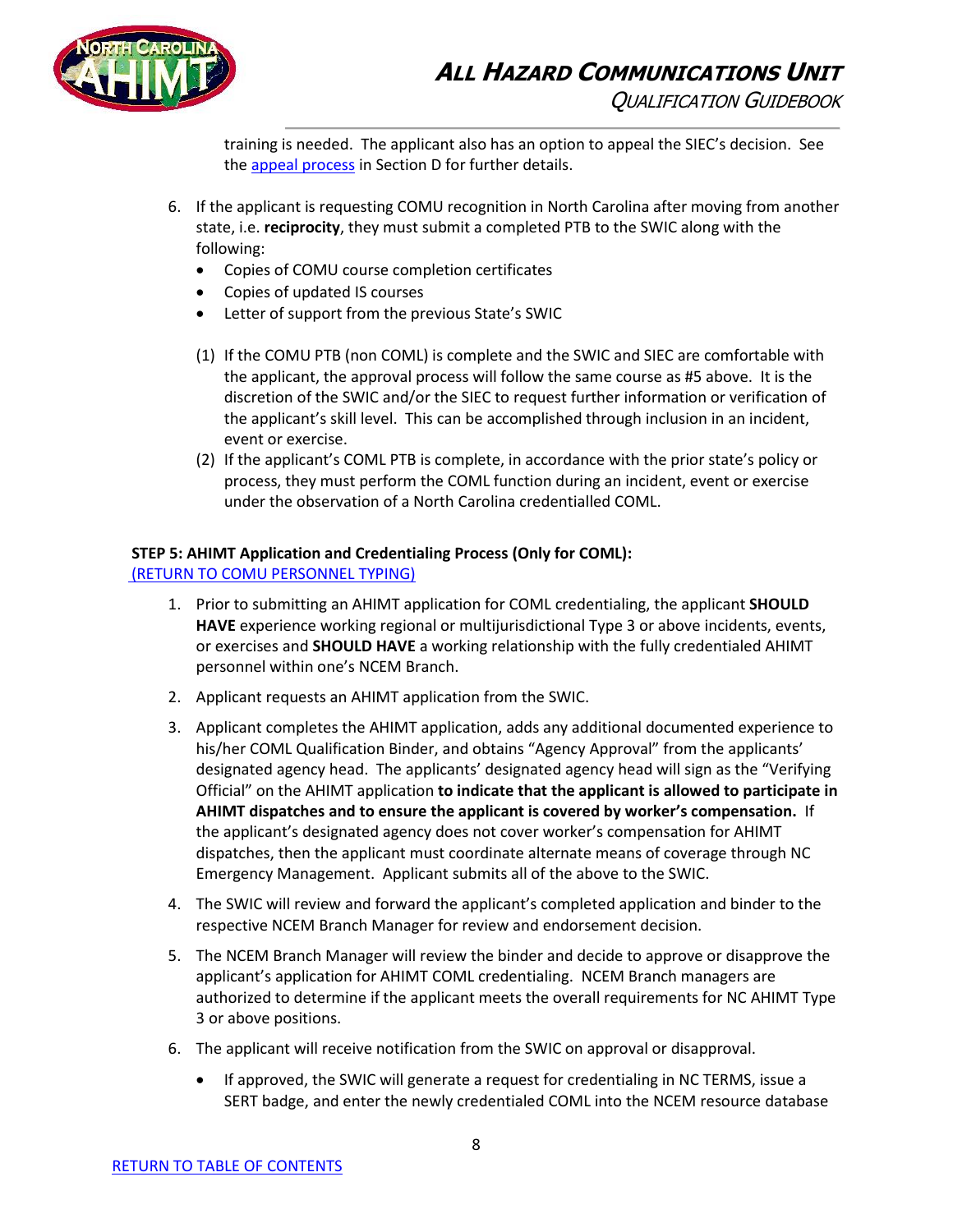training is needed. The applicant also has an option to appeal the SIEC's decision. See the appeal process in Section D for further details.

6. If the applicant is requesting COMU recognition in North Carolina after moving from another state, i.e. **reciprocity**, they must submit a completed PTB to the SWIC along with the following:
   - Copies of COMU course completion certificates
   - Copies of updated IS courses
   - Letter of support from the previous State's SWIC

   (1) If the COMU PTB (non COML) is complete and the SWIC and SIEC are comfortable with the applicant, the approval process will follow the same course as #5 above. It is the discretion of the SWIC and/or the SIEC to request further information or verification of the applicant's skill level. This can be accomplished through inclusion in an incident, event or exercise.

   (2) If the applicant's COML PTB is complete, in accordance with the prior state's policy or process, they must perform the COML function during an incident, event or exercise under the observation of a North Carolina credentialled COML.

**STEP 5: AHIMT Application and Credentialing Process (Only for COML):**
(RETURN TO COMU PERSONNEL TYPING)

1. Prior to submitting an AHIMT application for COML credentialing, the applicant **SHOULD HAVE** experience working regional or multijurisdictional Type 3 or above incidents, events, or exercises and **SHOULD HAVE** a working relationship with the fully credentialed AHIMT personnel within one's NCEM Branch.

2. Applicant requests an AHIMT application from the SWIC.

3. Applicant completes the AHIMT application, adds any additional documented experience to his/her COML Qualification Binder, and obtains "Agency Approval" from the applicants' designated agency head. The applicants' designated agency head will sign as the "Verifying Official" on the AHIMT application **to indicate that the applicant is allowed to participate in AHIMT dispatches and to ensure the applicant is covered by worker's compensation.** If the applicant's designated agency does not cover worker's compensation for AHIMT dispatches, then the applicant must coordinate alternate means of coverage through NC Emergency Management. Applicant submits all of the above to the SWIC.

4. The SWIC will review and forward the applicant's completed application and binder to the respective NCEM Branch Manager for review and endorsement decision.

5. The NCEM Branch Manager will review the binder and decide to approve or disapprove the applicant's application for AHIMT COML credentialing. NCEM Branch managers are authorized to determine if the applicant meets the overall requirements for NC AHIMT Type 3 or above positions.

6. The applicant will receive notification from the SWIC on approval or disapproval.
   - If approved, the SWIC will generate a request for credentialing in NC TERMS, issue a SERT badge, and enter the newly credentialed COML into the NCEM resource database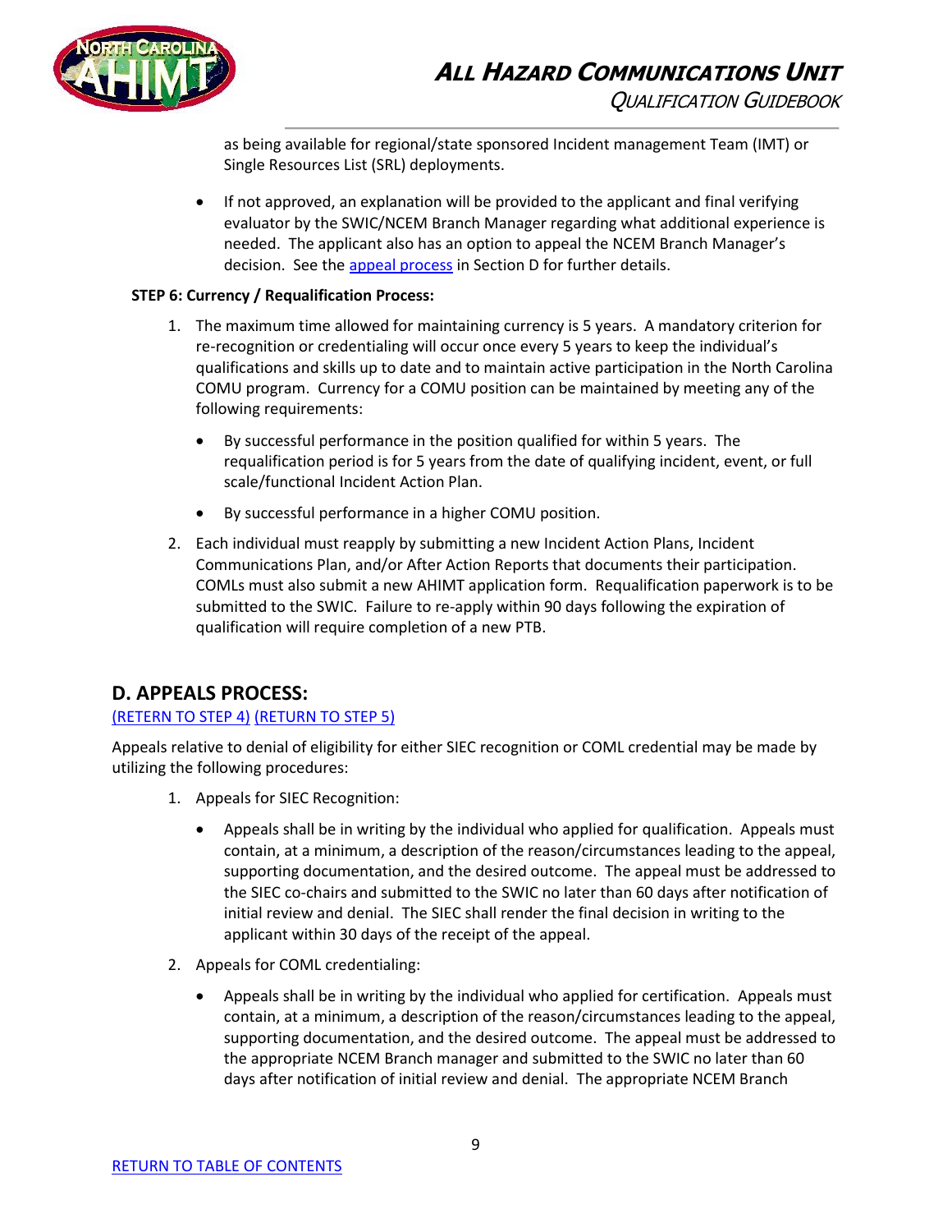as being available for regional/state sponsored Incident management Team (IMT) or Single Resources List (SRL) deployments.

- If not approved, an explanation will be provided to the applicant and final verifying evaluator by the SWIC/NCEM Branch Manager regarding what additional experience is needed. The applicant also has an option to appeal the NCEM Branch Manager's decision. See the appeal process in Section D for further details.

**STEP 6: Currency / Requalification Process:**

1. The maximum time allowed for maintaining currency is 5 years. A mandatory criterion for re-recognition or credentialing will occur once every 5 years to keep the individual's qualifications and skills up to date and to maintain active participation in the North Carolina COMU program. Currency for a COMU position can be maintained by meeting any of the following requirements:

   - By successful performance in the position qualified for within 5 years. The requalification period is for 5 years from the date of qualifying incident, event, or full scale/functional Incident Action Plan.

   - By successful performance in a higher COMU position.

2. Each individual must reapply by submitting a new Incident Action Plans, Incident Communications Plan, and/or After Action Reports that documents their participation. COMLs must also submit a new AHIMT application form. Requalification paperwork is to be submitted to the SWIC. Failure to re-apply within 90 days following the expiration of qualification will require completion of a new PTB.

## D. APPEALS PROCESS:

(RETERN TO STEP 4) (RETURN TO STEP 5)

Appeals relative to denial of eligibility for either SIEC recognition or COML credential may be made by utilizing the following procedures:

1. Appeals for SIEC Recognition:

   - Appeals shall be in writing by the individual who applied for qualification. Appeals must contain, at a minimum, a description of the reason/circumstances leading to the appeal, supporting documentation, and the desired outcome. The appeal must be addressed to the SIEC co-chairs and submitted to the SWIC no later than 60 days after notification of initial review and denial. The SIEC shall render the final decision in writing to the applicant within 30 days of the receipt of the appeal.

2. Appeals for COML credentialing:

   - Appeals shall be in writing by the individual who applied for certification. Appeals must contain, at a minimum, a description of the reason/circumstances leading to the appeal, supporting documentation, and the desired outcome. The appeal must be addressed to the appropriate NCEM Branch manager and submitted to the SWIC no later than 60 days after notification of initial review and denial. The appropriate NCEM Branch

RETURN TO TABLE OF CONTENTS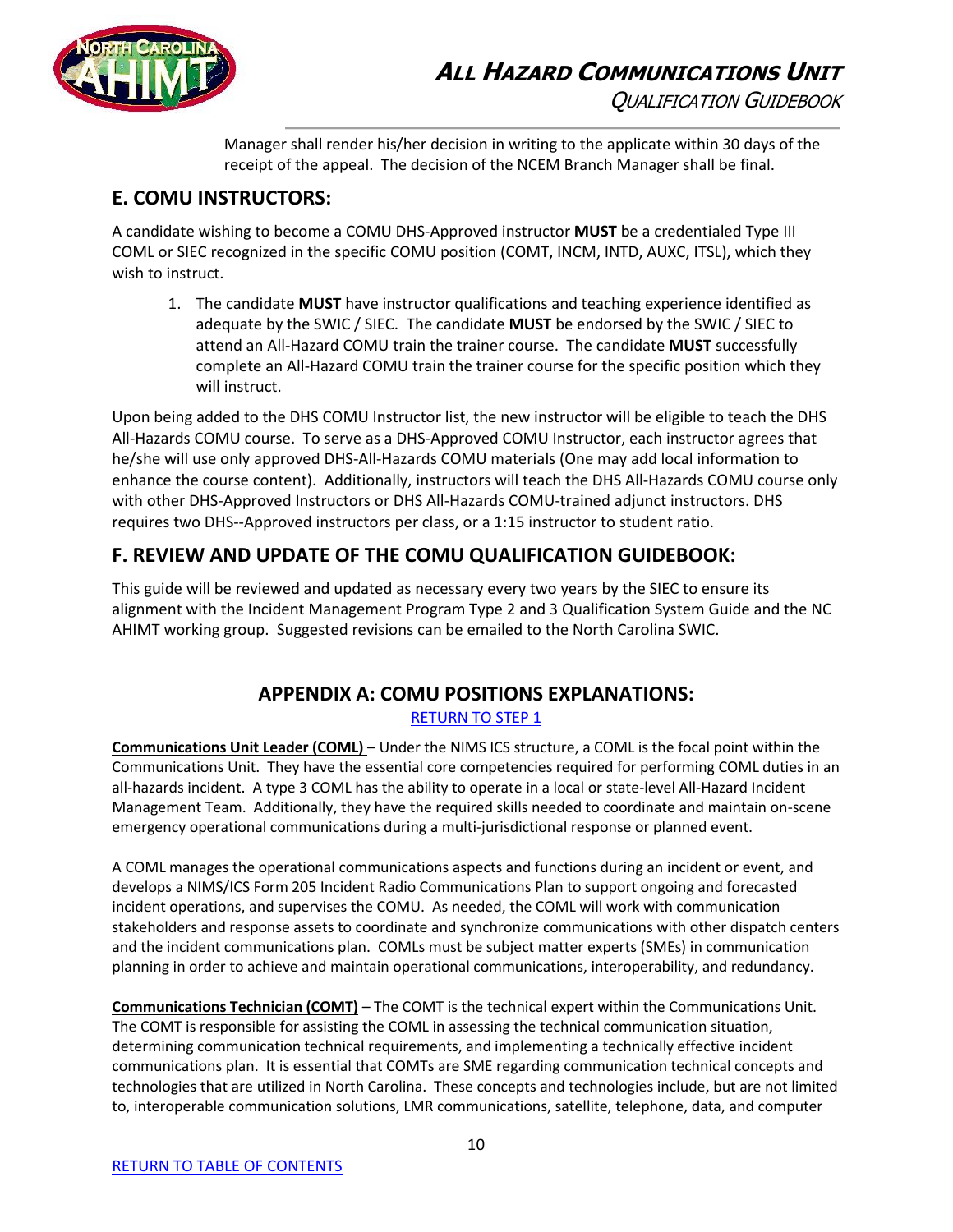Manager shall render his/her decision in writing to the applicate within 30 days of the receipt of the appeal. The decision of the NCEM Branch Manager shall be final.

## E. COMU INSTRUCTORS:

A candidate wishing to become a COMU DHS-Approved instructor **MUST** be a credentialed Type III COML or SIEC recognized in the specific COMU position (COMT, INCM, INTD, AUXC, ITSL), which they wish to instruct.

1. The candidate **MUST** have instructor qualifications and teaching experience identified as adequate by the SWIC / SIEC. The candidate **MUST** be endorsed by the SWIC / SIEC to attend an All-Hazard COMU train the trainer course. The candidate **MUST** successfully complete an All-Hazard COMU train the trainer course for the specific position which they will instruct.

Upon being added to the DHS COMU Instructor list, the new instructor will be eligible to teach the DHS All-Hazards COMU course. To serve as a DHS-Approved COMU Instructor, each instructor agrees that he/she will use only approved DHS-All-Hazards COMU materials (One may add local information to enhance the course content). Additionally, instructors will teach the DHS All-Hazards COMU course only with other DHS-Approved Instructors or DHS All-Hazards COMU-trained adjunct instructors. DHS requires two DHS--Approved instructors per class, or a 1:15 instructor to student ratio.

## F. REVIEW AND UPDATE OF THE COMU QUALIFICATION GUIDEBOOK:

This guide will be reviewed and updated as necessary every two years by the SIEC to ensure its alignment with the Incident Management Program Type 2 and 3 Qualification System Guide and the NC AHIMT working group. Suggested revisions can be emailed to the North Carolina SWIC.

## APPENDIX A: COMU POSITIONS EXPLANATIONS:

RETURN TO STEP 1

**Communications Unit Leader (COML)** – Under the NIMS ICS structure, a COML is the focal point within the Communications Unit. They have the essential core competencies required for performing COML duties in an all-hazards incident. A type 3 COML has the ability to operate in a local or state-level All-Hazard Incident Management Team. Additionally, they have the required skills needed to coordinate and maintain on-scene emergency operational communications during a multi-jurisdictional response or planned event.

A COML manages the operational communications aspects and functions during an incident or event, and develops a NIMS/ICS Form 205 Incident Radio Communications Plan to support ongoing and forecasted incident operations, and supervises the COMU. As needed, the COML will work with communication stakeholders and response assets to coordinate and synchronize communications with other dispatch centers and the incident communications plan. COMLs must be subject matter experts (SMEs) in communication planning in order to achieve and maintain operational communications, interoperability, and redundancy.

**Communications Technician (COMT)** – The COMT is the technical expert within the Communications Unit. The COMT is responsible for assisting the COML in assessing the technical communication situation, determining communication technical requirements, and implementing a technically effective incident communications plan. It is essential that COMTs are SME regarding communication technical concepts and technologies that are utilized in North Carolina. These concepts and technologies include, but are not limited to, interoperable communication solutions, LMR communications, satellite, telephone, data, and computer

RETURN TO TABLE OF CONTENTS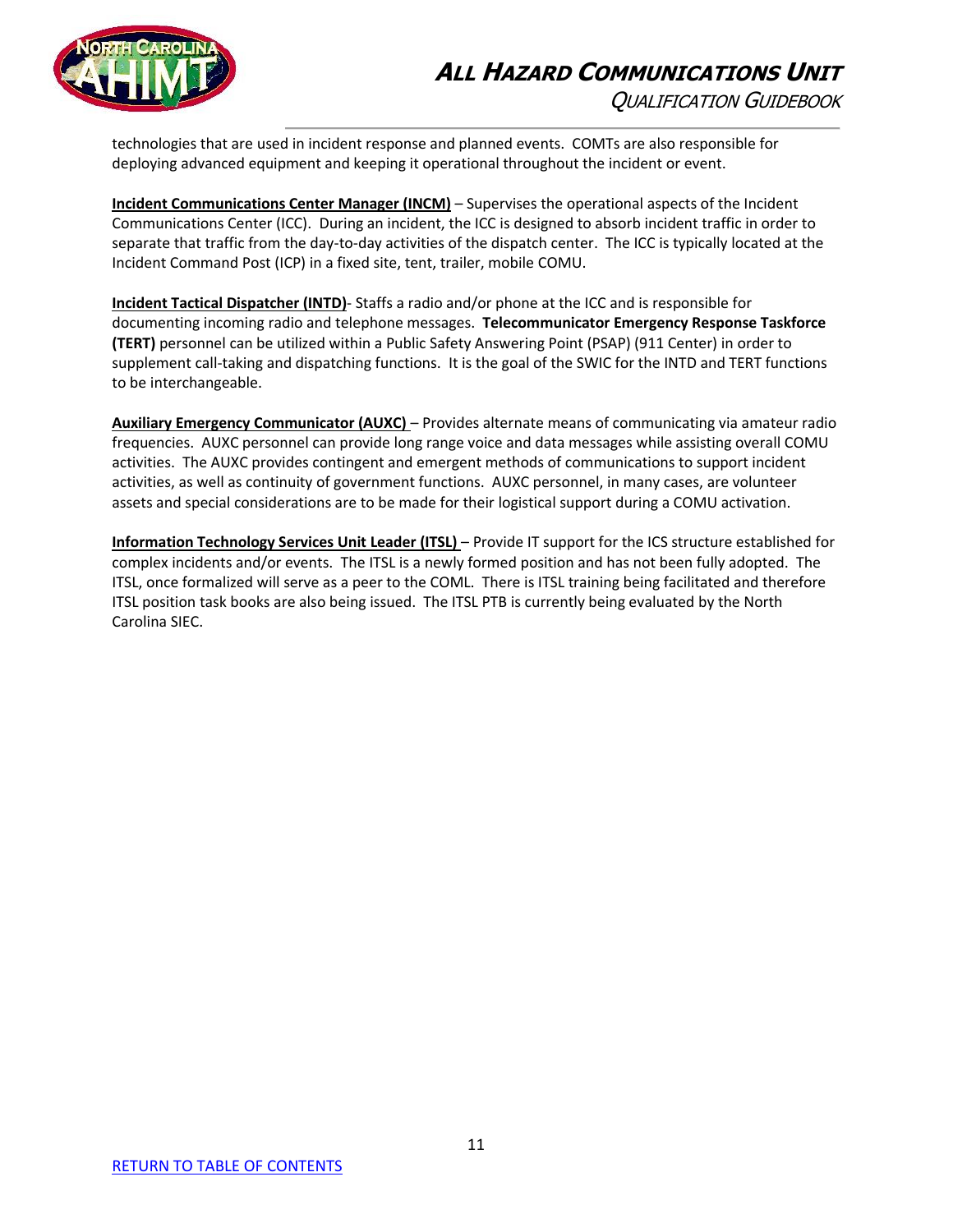technologies that are used in incident response and planned events. COMTs are also responsible for deploying advanced equipment and keeping it operational throughout the incident or event.

**Incident Communications Center Manager (INCM)** – Supervises the operational aspects of the Incident Communications Center (ICC). During an incident, the ICC is designed to absorb incident traffic in order to separate that traffic from the day-to-day activities of the dispatch center. The ICC is typically located at the Incident Command Post (ICP) in a fixed site, tent, trailer, mobile COMU.

**Incident Tactical Dispatcher (INTD)**- Staffs a radio and/or phone at the ICC and is responsible for documenting incoming radio and telephone messages. **Telecommunicator Emergency Response Taskforce (TERT)** personnel can be utilized within a Public Safety Answering Point (PSAP) (911 Center) in order to supplement call-taking and dispatching functions. It is the goal of the SWIC for the INTD and TERT functions to be interchangeable.

**Auxiliary Emergency Communicator (AUXC)** – Provides alternate means of communicating via amateur radio frequencies. AUXC personnel can provide long range voice and data messages while assisting overall COMU activities. The AUXC provides contingent and emergent methods of communications to support incident activities, as well as continuity of government functions. AUXC personnel, in many cases, are volunteer assets and special considerations are to be made for their logistical support during a COMU activation.

**Information Technology Services Unit Leader (ITSL)** – Provide IT support for the ICS structure established for complex incidents and/or events. The ITSL is a newly formed position and has not been fully adopted. The ITSL, once formalized will serve as a peer to the COML. There is ITSL training being facilitated and therefore ITSL position task books are also being issued. The ITSL PTB is currently being evaluated by the North Carolina SIEC.

[RETURN TO TABLE OF CONTENTS]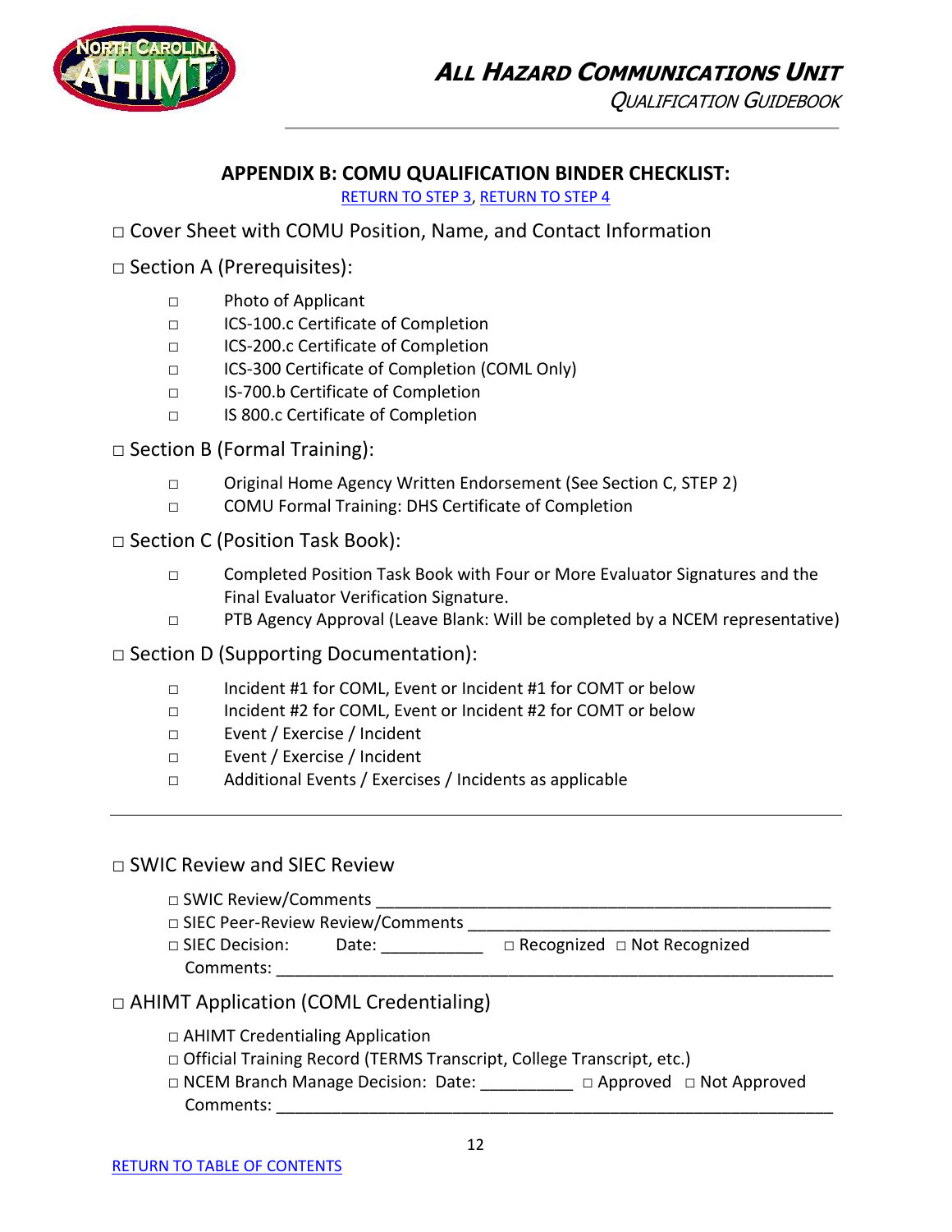## APPENDIX B: COMU QUALIFICATION BINDER CHECKLIST:

RETURN TO STEP 3, RETURN TO STEP 4

□ Cover Sheet with COMU Position, Name, and Contact Information

□ Section A (Prerequisites):

- □ Photo of Applicant
- □ ICS-100.c Certificate of Completion
- □ ICS-200.c Certificate of Completion
- □ ICS-300 Certificate of Completion (COML Only)
- □ IS-700.b Certificate of Completion
- □ IS 800.c Certificate of Completion

□ Section B (Formal Training):

- □ Original Home Agency Written Endorsement (See Section C, STEP 2)
- □ COMU Formal Training: DHS Certificate of Completion

□ Section C (Position Task Book):

- □ Completed Position Task Book with Four or More Evaluator Signatures and the Final Evaluator Verification Signature.
- □ PTB Agency Approval (Leave Blank: Will be completed by a NCEM representative)

□ Section D (Supporting Documentation):

- □ Incident #1 for COML, Event or Incident #1 for COMT or below
- □ Incident #2 for COML, Event or Incident #2 for COMT or below
- □ Event / Exercise / Incident
- □ Event / Exercise / Incident
- □ Additional Events / Exercises / Incidents as applicable

---

□ SWIC Review and SIEC Review

- □ SWIC Review/Comments ______________________________________________
- □ SIEC Peer-Review Review/Comments ______________________________________
- □ SIEC Decision: Date: ___________ □ Recognized □ Not Recognized
  Comments: ______________________________________________________________

□ AHIMT Application (COML Credentialing)

- □ AHIMT Credentialing Application
- □ Official Training Record (TERMS Transcript, College Transcript, etc.)
- □ NCEM Branch Manage Decision: Date: __________ □ Approved □ Not Approved
  Comments: ______________________________________________________________

RETURN TO TABLE OF CONTENTS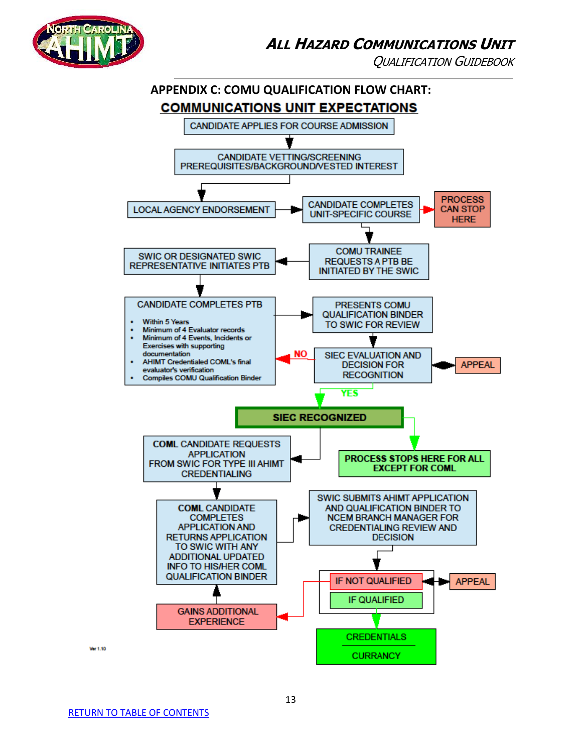## APPENDIX C: COMU QUALIFICATION FLOW CHART:

### COMMUNICATIONS UNIT EXPECTATIONS

CANDIDATE APPLIES FOR COURSE ADMISSION

CANDIDATE VETTING/SCREENING PREREQUISITES/BACKGROUND/VESTED INTEREST

LOCAL AGENCY ENDORSEMENT

CANDIDATE COMPLETES UNIT-SPECIFIC COURSE

PROCESS CAN STOP HERE

COMU TRAINEE REQUESTS A PTB BE INITIATED BY THE SWIC

SWIC OR DESIGNATED SWIC REPRESENTATIVE INITIATES PTB

CANDIDATE COMPLETES PTB

- Within 5 Years
- Minimum of 4 Evaluator records
- Minimum of 4 Events, Incidents or Exercises with supporting documentation
- AHIMT Credentialed COML's final evaluator's verification
- Compiles COMU Qualification Binder

PRESENTS COMU QUALIFICATION BINDER TO SWIC FOR REVIEW

SIEC EVALUATION AND DECISION FOR RECOGNITION

NO

APPEAL

YES

**SIEC RECOGNIZED**

**PROCESS STOPS HERE FOR ALL EXCEPT FOR COML**

**COML** CANDIDATE REQUESTS APPLICATION FROM SWIC FOR TYPE III AHIMT CREDENTIALING

**COML** CANDIDATE COMPLETES APPLICATION AND RETURNS APPLICATION TO SWIC WITH ANY ADDITIONAL UPDATED INFO TO HIS/HER COML QUALIFICATION BINDER

SWIC SUBMITS AHIMT APPLICATION AND QUALIFICATION BINDER TO NCEM BRANCH MANAGER FOR CREDENTIALING REVIEW AND DECISION

IF NOT QUALIFIED

APPEAL

IF QUALIFIED

GAINS ADDITIONAL EXPERIENCE

CREDENTIALS

CURRANCY

Ver 1.10

RETURN TO TABLE OF CONTENTS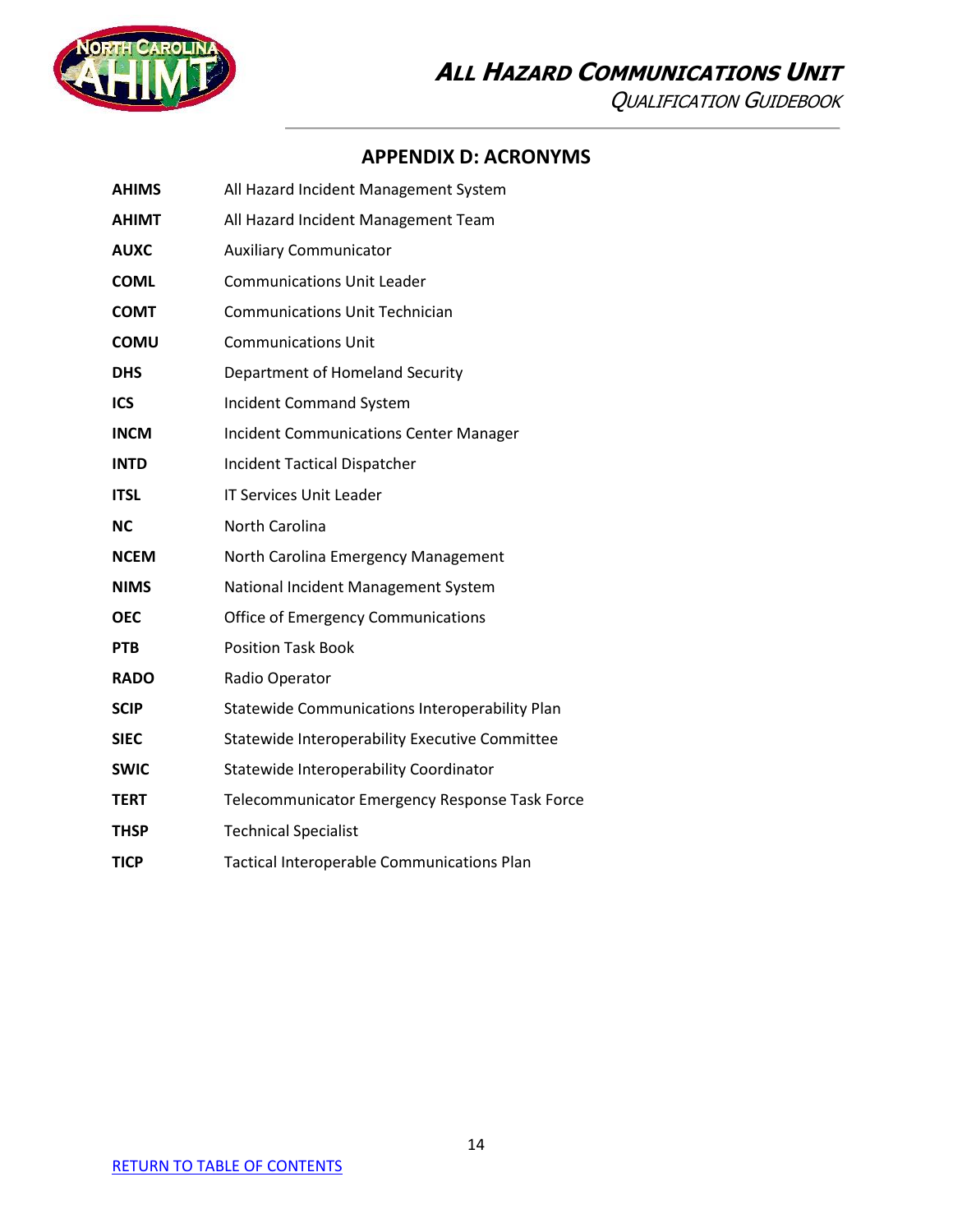## APPENDIX D: ACRONYMS

| | |
|---|---|
| **AHIMS** | All Hazard Incident Management System |
| **AHIMT** | All Hazard Incident Management Team |
| **AUXC** | Auxiliary Communicator |
| **COML** | Communications Unit Leader |
| **COMT** | Communications Unit Technician |
| **COMU** | Communications Unit |
| **DHS** | Department of Homeland Security |
| **ICS** | Incident Command System |
| **INCM** | Incident Communications Center Manager |
| **INTD** | Incident Tactical Dispatcher |
| **ITSL** | IT Services Unit Leader |
| **NC** | North Carolina |
| **NCEM** | North Carolina Emergency Management |
| **NIMS** | National Incident Management System |
| **OEC** | Office of Emergency Communications |
| **PTB** | Position Task Book |
| **RADO** | Radio Operator |
| **SCIP** | Statewide Communications Interoperability Plan |
| **SIEC** | Statewide Interoperability Executive Committee |
| **SWIC** | Statewide Interoperability Coordinator |
| **TERT** | Telecommunicator Emergency Response Task Force |
| **THSP** | Technical Specialist |
| **TICP** | Tactical Interoperable Communications Plan |

RETURN TO TABLE OF CONTENTS